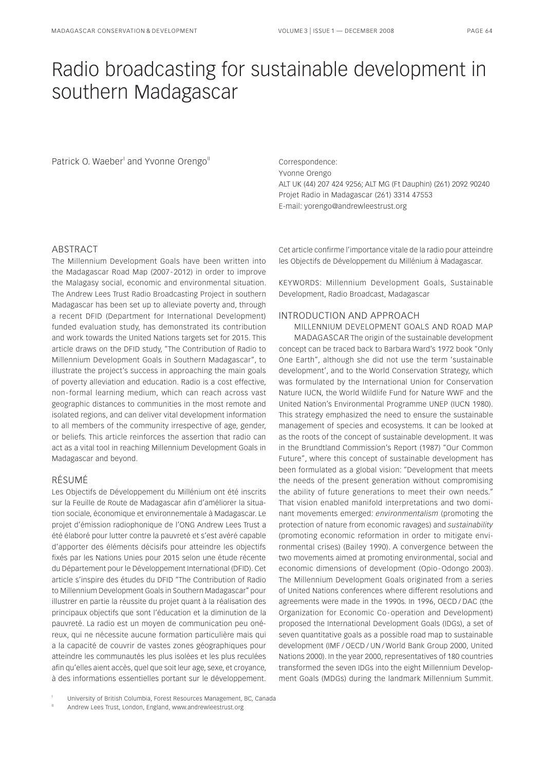# Radio broadcasting for sustainable development in southern Madagascar

Patrick O. Waeber[I] and Yvonne Orengo[II]

Correspondence:
Yvonne Orengo
ALT UK (44) 207 424 9256; ALT MG (Ft Dauphin) (261) 2092 90240
Projet Radio in Madagascar (261) 3314 47553
E-mail: yorengo@andrewleestrust.org

## ABSTRACT

The Millennium Development Goals have been written into the Madagascar Road Map (2007-2012) in order to improve the Malagasy social, economic and environmental situation. The Andrew Lees Trust Radio Broadcasting Project in southern Madagascar has been set up to alleviate poverty and, through a recent DFID (Department for International Development) funded evaluation study, has demonstrated its contribution and work towards the United Nations targets set for 2015. This article draws on the DFID study, "The Contribution of Radio to Millennium Development Goals in Southern Madagascar", to illustrate the project's success in approaching the main goals of poverty alleviation and education. Radio is a cost effective, non-formal learning medium, which can reach across vast geographic distances to communities in the most remote and isolated regions, and can deliver vital development information to all members of the community irrespective of age, gender, or beliefs. This article reinforces the assertion that radio can act as a vital tool in reaching Millennium Development Goals in Madagascar and beyond.

## RÉSUMÉ

Les Objectifs de Développement du Millénium ont été inscrits sur la Feuille de Route de Madagascar afin d'améliorer la situation sociale, économique et environnementale à Madagascar. Le projet d'émission radiophonique de l'ONG Andrew Lees Trust a été élaboré pour lutter contre la pauvreté et s'est avéré capable d'apporter des éléments décisifs pour atteindre les objectifs fixés par les Nations Unies pour 2015 selon une étude récente du Département pour le Développement International (DFID). Cet article s'inspire des études du DFID "The Contribution of Radio to Millennium Development Goals in Southern Madagascar" pour illustrer en partie la réussite du projet quant à la réalisation des principaux objectifs que sont l'éducation et la diminution de la pauvreté. La radio est un moyen de communication peu onéreux, qui ne nécessite aucune formation particulière mais qui a la capacité de couvrir de vastes zones géographiques pour atteindre les communautés les plus isolées et les plus reculées afin qu'elles aient accès, quel que soit leur age, sexe, et croyance, à des informations essentielles portant sur le développement. Cet article confirme l'importance vitale de la radio pour atteindre les Objectifs de Développement du Millénium à Madagascar.

KEYWORDS: Millennium Development Goals, Sustainable Development, Radio Broadcast, Madagascar

## INTRODUCTION AND APPROACH

### MILLENNIUM DEVELOPMENT GOALS AND ROAD MAP MADAGASCAR

The origin of the sustainable development concept can be traced back to Barbara Ward's 1972 book "Only One Earth", although she did not use the term 'sustainable development', and to the World Conservation Strategy, which was formulated by the International Union for Conservation Nature IUCN, the World Wildlife Fund for Nature WWF and the United Nation's Environmental Programme UNEP (IUCN 1980). This strategy emphasized the need to ensure the sustainable management of species and ecosystems. It can be looked at as the roots of the concept of sustainable development. It was in the Brundtland Commission's Report (1987) "Our Common Future", where this concept of sustainable development has been formulated as a global vision: "Development that meets the needs of the present generation without compromising the ability of future generations to meet their own needs." That vision enabled manifold interpretations and two dominant movements emerged: *environmentalism* (promoting the protection of nature from economic ravages) and *sustainability* (promoting economic reformation in order to mitigate environmental crises) (Bailey 1990). A convergence between the two movements aimed at promoting environmental, social and economic dimensions of development (Opio-Odongo 2003). The Millennium Development Goals originated from a series of United Nations conferences where different resolutions and agreements were made in the 1990s. In 1996, OECD / DAC (the Organization for Economic Co-operation and Development) proposed the International Development Goals (IDGs), a set of seven quantitative goals as a possible road map to sustainable development (IMF / OECD / UN / World Bank Group 2000, United Nations 2000). In the year 2000, representatives of 180 countries transformed the seven IDGs into the eight Millennium Development Goals (MDGs) during the landmark Millennium Summit.

[I] University of British Columbia, Forest Resources Management, BC, Canada

[II] Andrew Lees Trust, London, England, www.andrewleestrust.org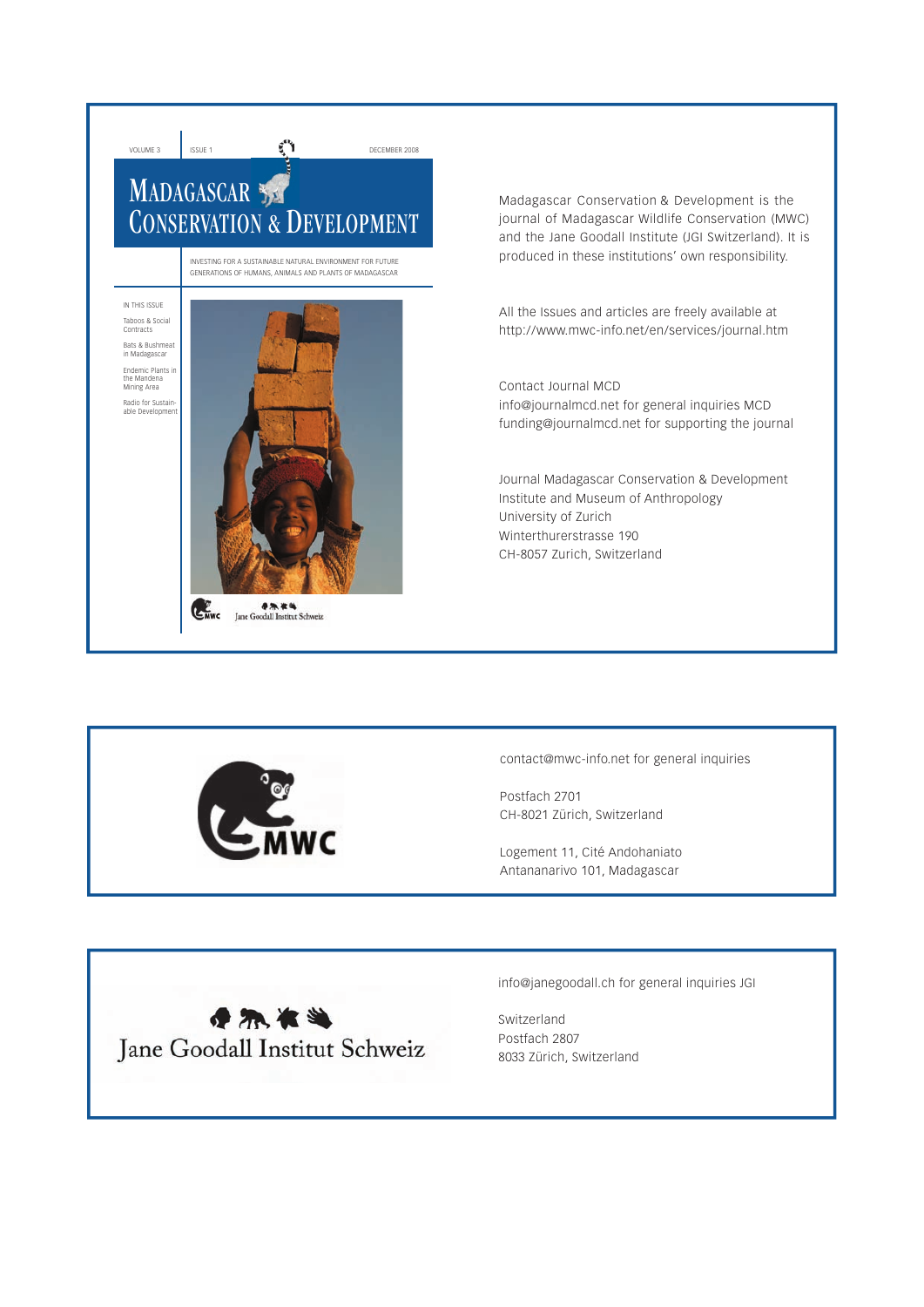Madagascar Conservation & Development is the journal of Madagascar Wildlife Conservation (MWC) and the Jane Goodall Institute (JGI Switzerland). It is produced in these institutions' own responsibility.

All the Issues and articles are freely available at http://www.mwc-info.net/en/services/journal.htm

Contact Journal MCD
info@journalmcd.net for general inquiries MCD
funding@journalmcd.net for supporting the journal

Journal Madagascar Conservation & Development
Institute and Museum of Anthropology
University of Zurich
Winterthurerstrasse 190
CH-8057 Zurich, Switzerland

contact@mwc-info.net for general inquiries

Postfach 2701
CH-8021 Zürich, Switzerland

Logement 11, Cité Andohaniato
Antananarivo 101, Madagascar

info@janegoodall.ch for general inquiries JGI

Switzerland
Postfach 2807
8033 Zürich, Switzerland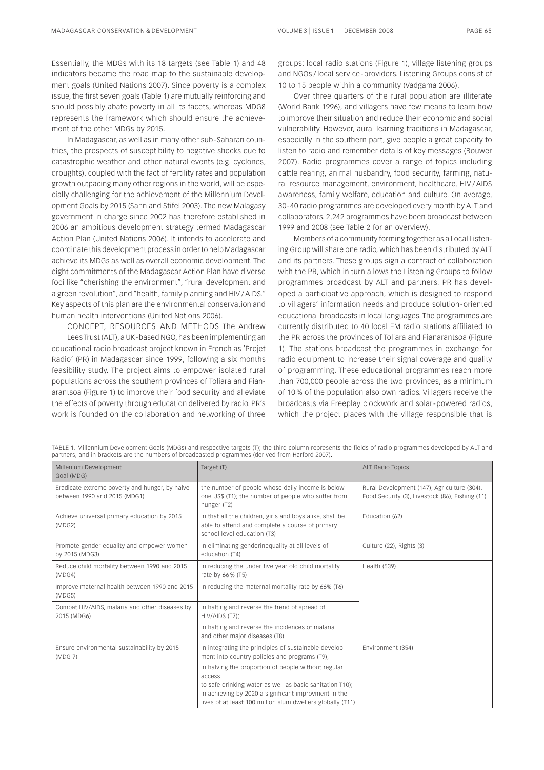Essentially, the MDGs with its 18 targets (see Table 1) and 48 indicators became the road map to the sustainable development goals (United Nations 2007). Since poverty is a complex issue, the first seven goals (Table 1) are mutually reinforcing and should possibly abate poverty in all its facets, whereas MDG8 represents the framework which should ensure the achievement of the other MDGs by 2015.

In Madagascar, as well as in many other sub-Saharan countries, the prospects of susceptibility to negative shocks due to catastrophic weather and other natural events (e.g. cyclones, droughts), coupled with the fact of fertility rates and population growth outpacing many other regions in the world, will be especially challenging for the achievement of the Millennium Development Goals by 2015 (Sahn and Stifel 2003). The new Malagasy government in charge since 2002 has therefore established in 2006 an ambitious development strategy termed Madagascar Action Plan (United Nations 2006). It intends to accelerate and coordinate this development process in order to help Madagascar achieve its MDGs as well as overall economic development. The eight commitments of the Madagascar Action Plan have diverse foci like "cherishing the environment", "rural development and a green revolution", and "health, family planning and HIV / AIDS." Key aspects of this plan are the environmental conservation and human health interventions (United Nations 2006).

## CONCEPT, RESOURCES AND METHODS

The Andrew Lees Trust (ALT), a UK-based NGO, has been implementing an educational radio broadcast project known in French as 'Projet Radio' (PR) in Madagascar since 1999, following a six months feasibility study. The project aims to empower isolated rural populations across the southern provinces of Toliara and Fianarantsoa (Figure 1) to improve their food security and alleviate the effects of poverty through education delivered by radio. PR's work is founded on the collaboration and networking of three groups: local radio stations (Figure 1), village listening groups and NGOs / local service-providers. Listening Groups consist of 10 to 15 people within a community (Vadgama 2006).

Over three quarters of the rural population are illiterate (World Bank 1996), and villagers have few means to learn how to improve their situation and reduce their economic and social vulnerability. However, aural learning traditions in Madagascar, especially in the southern part, give people a great capacity to listen to radio and remember details of key messages (Bouwer 2007). Radio programmes cover a range of topics including cattle rearing, animal husbandry, food security, farming, natural resource management, environment, healthcare, HIV / AIDS awareness, family welfare, education and culture. On average, 30-40 radio programmes are developed every month by ALT and collaborators. 2,242 programmes have been broadcast between 1999 and 2008 (see Table 2 for an overview).

Members of a community forming together as a Local Listening Group will share one radio, which has been distributed by ALT and its partners. These groups sign a contract of collaboration with the PR, which in turn allows the Listening Groups to follow programmes broadcast by ALT and partners. PR has developed a participative approach, which is designed to respond to villagers' information needs and produce solution-oriented educational broadcasts in local languages. The programmes are currently distributed to 40 local FM radio stations affiliated to the PR across the provinces of Toliara and Fianarantsoa (Figure 1). The stations broadcast the programmes in exchange for radio equipment to increase their signal coverage and quality of programming. These educational programmes reach more than 700,000 people across the two provinces, as a minimum of 10% of the population also own radios. Villagers receive the broadcasts via Freeplay clockwork and solar-powered radios, which the project places with the village responsible that is

TABLE 1. Millennium Development Goals (MDGs) and respective targets (T); the third column represents the fields of radio programmes developed by ALT and partners, and in brackets are the numbers of broadcasted programmes (derived from Harford 2007).

| Millenium Development Goal (MDG) | Target (T) | ALT Radio Topics |
|---|---|---|
| Eradicate extreme poverty and hunger, by halve between 1990 and 2015 (MDG1) | the number of people whose daily income is below one US$ (T1); the number of people who suffer from hunger (T2) | Rural Development (147), Agriculture (304), Food Security (3), Livestock (86), Fishing (11) |
| Achieve universal primary education by 2015 (MDG2) | in that all the children, girls and boys alike, shall be able to attend and complete a course of primary school level education (T3) | Education (62) |
| Promote gender equality and empower women by 2015 (MDG3) | in eliminating genderinequality at all levels of education (T4) | Culture (22), Rights (3) |
| Reduce child mortality between 1990 and 2015 (MDG4) | in reducing the under five year old child mortality rate by 66% (T5) | Health (539) |
| Improve maternal health between 1990 and 2015 (MDG5) | in reducing the maternal mortality rate by 66% (T6) | |
| Combat HIV/AIDS, malaria and other diseases by 2015 (MDG6) | in halting and reverse the trend of spread of HIV/AIDS (T7); in halting and reverse the incidences of malaria and other major diseases (T8) | |
| Ensure environmental sustainability by 2015 (MDG 7) | in integrating the principles of sustainable development into country policies and programs (T9); in halving the proportion of people without regular access to safe drinking water as well as basic sanitation T10); in achieving by 2020 a significant improvment in the lives of at least 100 million slum dwellers globally (T11) | Environment (354) |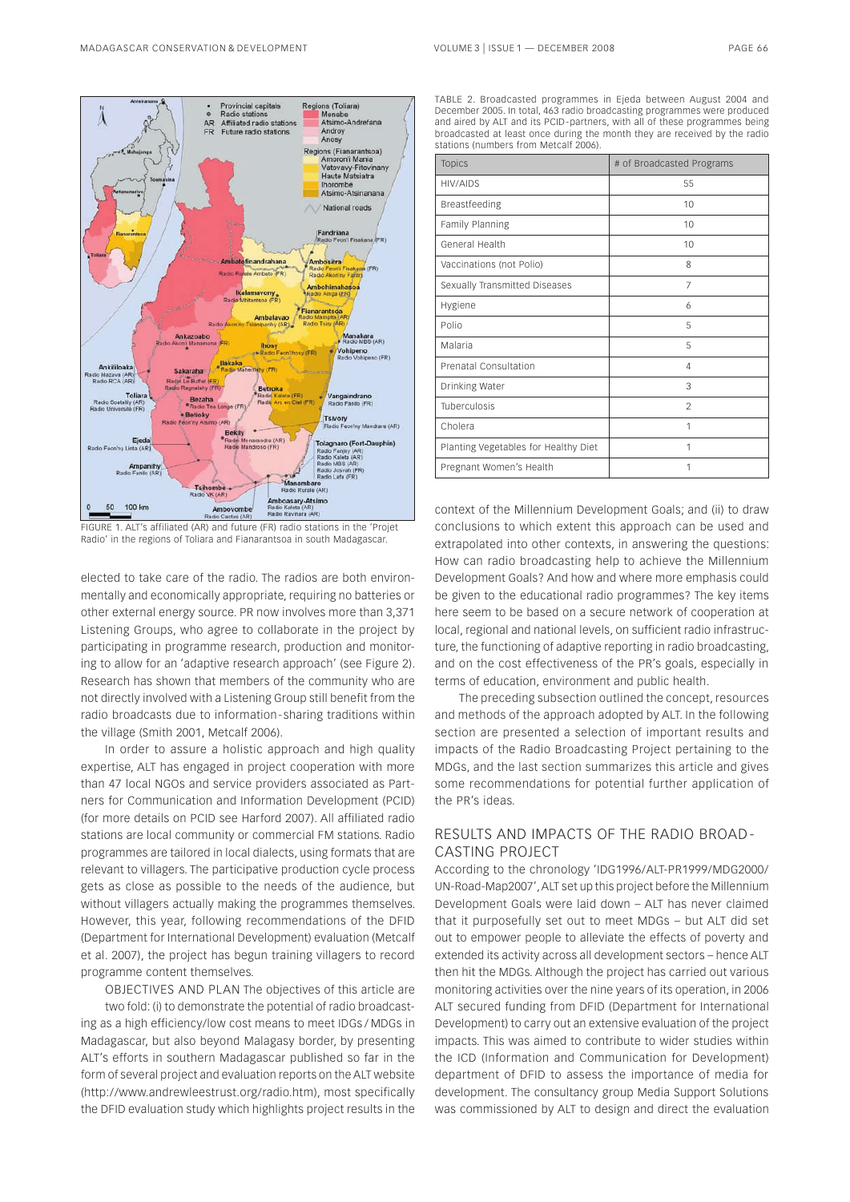FIGURE 1. ALT's affiliated (AR) and future (FR) radio stations in the 'Projet Radio' in the regions of Toliara and Fianarantsoa in south Madagascar.

elected to take care of the radio. The radios are both environmentally and economically appropriate, requiring no batteries or other external energy source. PR now involves more than 3,371 Listening Groups, who agree to collaborate in the project by participating in programme research, production and monitoring to allow for an 'adaptive research approach' (see Figure 2). Research has shown that members of the community who are not directly involved with a Listening Group still benefit from the radio broadcasts due to information-sharing traditions within the village (Smith 2001, Metcalf 2006).

In order to assure a holistic approach and high quality expertise, ALT has engaged in project cooperation with more than 47 local NGOs and service providers associated as Partners for Communication and Information Development (PCID) (for more details on PCID see Harford 2007). All affiliated radio stations are local community or commercial FM stations. Radio programmes are tailored in local dialects, using formats that are relevant to villagers. The participative production cycle process gets as close as possible to the needs of the audience, but without villagers actually making the programmes themselves. However, this year, following recommendations of the DFID (Department for International Development) evaluation (Metcalf et al. 2007), the project has begun training villagers to record programme content themselves.

OBJECTIVES AND PLAN The objectives of this article are two fold: (i) to demonstrate the potential of radio broadcasting as a high efficiency/low cost means to meet IDGs / MDGs in Madagascar, but also beyond Malagasy border, by presenting ALT's efforts in southern Madagascar published so far in the form of several project and evaluation reports on the ALT website (http://www.andrewleestrust.org/radio.htm), most specifically the DFID evaluation study which highlights project results in the context of the Millennium Development Goals; and (ii) to draw conclusions to which extent this approach can be used and extrapolated into other contexts, in answering the questions: How can radio broadcasting help to achieve the Millennium Development Goals? And how and where more emphasis could be given to the educational radio programmes? The key items here seem to be based on a secure network of cooperation at local, regional and national levels, on sufficient radio infrastructure, the functioning of adaptive reporting in radio broadcasting, and on the cost effectiveness of the PR's goals, especially in terms of education, environment and public health.

The preceding subsection outlined the concept, resources and methods of the approach adopted by ALT. In the following section are presented a selection of important results and impacts of the Radio Broadcasting Project pertaining to the MDGs, and the last section summarizes this article and gives some recommendations for potential further application of the PR's ideas.

TABLE 2. Broadcasted programmes in Ejeda between August 2004 and December 2005. In total, 463 radio broadcasting programmes were produced and aired by ALT and its PCID-partners, with all of these programmes being broadcasted at least once during the month they are received by the radio stations (numbers from Metcalf 2006).

| Topics | # of Broadcasted Programs |
|---|---|
| HIV/AIDS | 55 |
| Breastfeeding | 10 |
| Family Planning | 10 |
| General Health | 10 |
| Vaccinations (not Polio) | 8 |
| Sexually Transmitted Diseases | 7 |
| Hygiene | 6 |
| Polio | 5 |
| Malaria | 5 |
| Prenatal Consultation | 4 |
| Drinking Water | 3 |
| Tuberculosis | 2 |
| Cholera | 1 |
| Planting Vegetables for Healthy Diet | 1 |
| Pregnant Women's Health | 1 |

## RESULTS AND IMPACTS OF THE RADIO BROADCASTING PROJECT

According to the chronology 'IDG1996/ALT-PR1999/MDG2000/UN-Road-Map2007', ALT set up this project before the Millennium Development Goals were laid down – ALT has never claimed that it purposefully set out to meet MDGs – but ALT did set out to empower people to alleviate the effects of poverty and extended its activity across all development sectors – hence ALT then hit the MDGs. Although the project has carried out various monitoring activities over the nine years of its operation, in 2006 ALT secured funding from DFID (Department for International Development) to carry out an extensive evaluation of the project impacts. This was aimed to contribute to wider studies within the ICD (Information and Communication for Development) department of DFID to assess the importance of media for development. The consultancy group Media Support Solutions was commissioned by ALT to design and direct the evaluation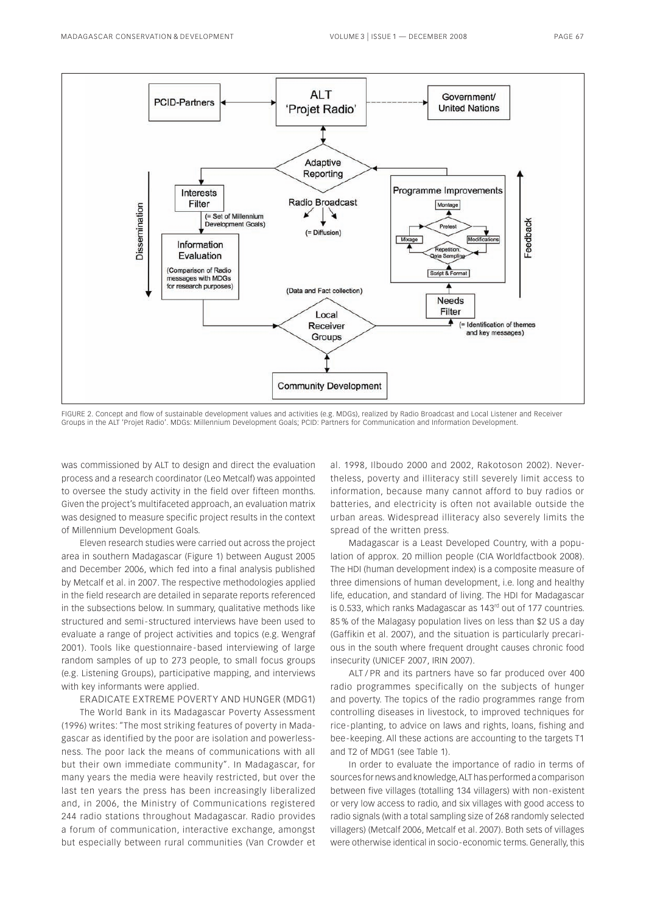FIGURE 2. Concept and flow of sustainable development values and activities (e.g. MDGs), realized by Radio Broadcast and Local Listener and Receiver Groups in the ALT 'Projet Radio'. MDGs: Millennium Development Goals; PCID: Partners for Communication and Information Development.

was commissioned by ALT to design and direct the evaluation process and a research coordinator (Leo Metcalf) was appointed to oversee the study activity in the field over fifteen months. Given the project's multifaceted approach, an evaluation matrix was designed to measure specific project results in the context of Millennium Development Goals.

Eleven research studies were carried out across the project area in southern Madagascar (Figure 1) between August 2005 and December 2006, which fed into a final analysis published by Metcalf et al. in 2007. The respective methodologies applied in the field research are detailed in separate reports referenced in the subsections below. In summary, qualitative methods like structured and semi-structured interviews have been used to evaluate a range of project activities and topics (e.g. Wengraf 2001). Tools like questionnaire-based interviewing of large random samples of up to 273 people, to small focus groups (e.g. Listening Groups), participative mapping, and interviews with key informants were applied.

## ERADICATE EXTREME POVERTY AND HUNGER (MDG1)

The World Bank in its Madagascar Poverty Assessment (1996) writes: "The most striking features of poverty in Madagascar as identified by the poor are isolation and powerlessness. The poor lack the means of communications with all but their own immediate community". In Madagascar, for many years the media were heavily restricted, but over the last ten years the press has been increasingly liberalized and, in 2006, the Ministry of Communications registered 244 radio stations throughout Madagascar. Radio provides a forum of communication, interactive exchange, amongst but especially between rural communities (Van Crowder et al. 1998, Ilboudo 2000 and 2002, Rakotoson 2002). Nevertheless, poverty and illiteracy still severely limit access to information, because many cannot afford to buy radios or batteries, and electricity is often not available outside the urban areas. Widespread illiteracy also severely limits the spread of the written press.

Madagascar is a Least Developed Country, with a population of approx. 20 million people (CIA Worldfactbook 2008). The HDI (human development index) is a composite measure of three dimensions of human development, i.e. long and healthy life, education, and standard of living. The HDI for Madagascar is 0.533, which ranks Madagascar as 143rd out of 177 countries. 85 % of the Malagasy population lives on less than $2 US a day (Gaffikin et al. 2007), and the situation is particularly precarious in the south where frequent drought causes chronic food insecurity (UNICEF 2007, IRIN 2007).

ALT / PR and its partners have so far produced over 400 radio programmes specifically on the subjects of hunger and poverty. The topics of the radio programmes range from controlling diseases in livestock, to improved techniques for rice-planting, to advice on laws and rights, loans, fishing and bee-keeping. All these actions are accounting to the targets T1 and T2 of MDG1 (see Table 1).

In order to evaluate the importance of radio in terms of sources for news and knowledge, ALT has performed a comparison between five villages (totalling 134 villagers) with non-existent or very low access to radio, and six villages with good access to radio signals (with a total sampling size of 268 randomly selected villagers) (Metcalf 2006, Metcalf et al. 2007). Both sets of villages were otherwise identical in socio-economic terms. Generally, this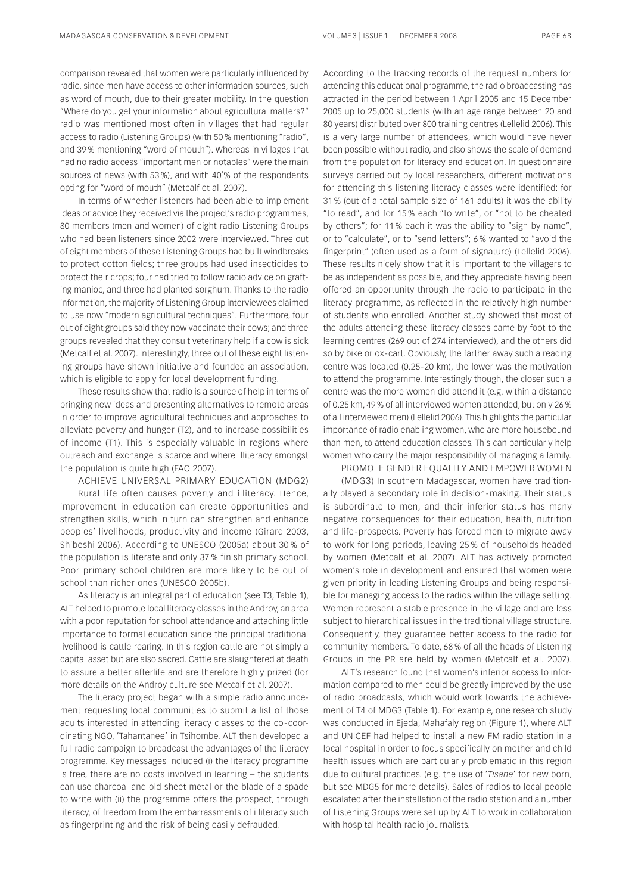comparison revealed that women were particularly influenced by radio, since men have access to other information sources, such as word of mouth, due to their greater mobility. In the question "Where do you get your information about agricultural matters?" radio was mentioned most often in villages that had regular access to radio (Listening Groups) (with 50 % mentioning "radio", and 39 % mentioning "word of mouth"). Whereas in villages that had no radio access "important men or notables" were the main sources of news (with 53 %), and with 40 % of the respondents opting for "word of mouth" (Metcalf et al. 2007).

In terms of whether listeners had been able to implement ideas or advice they received via the project's radio programmes, 80 members (men and women) of eight radio Listening Groups who had been listeners since 2002 were interviewed. Three out of eight members of these Listening Groups had built windbreaks to protect cotton fields; three groups had used insecticides to protect their crops; four had tried to follow radio advice on grafting manioc, and three had planted sorghum. Thanks to the radio information, the majority of Listening Group interviewees claimed to use now "modern agricultural techniques". Furthermore, four out of eight groups said they now vaccinate their cows; and three groups revealed that they consult veterinary help if a cow is sick (Metcalf et al. 2007). Interestingly, three out of these eight listening groups have shown initiative and founded an association, which is eligible to apply for local development funding.

These results show that radio is a source of help in terms of bringing new ideas and presenting alternatives to remote areas in order to improve agricultural techniques and approaches to alleviate poverty and hunger (T2), and to increase possibilities of income (T1). This is especially valuable in regions where outreach and exchange is scarce and where illiteracy amongst the population is quite high (FAO 2007).

## ACHIEVE UNIVERSAL PRIMARY EDUCATION (MDG2)

Rural life often causes poverty and illiteracy. Hence, improvement in education can create opportunities and strengthen skills, which in turn can strengthen and enhance peoples' livelihoods, productivity and income (Girard 2003, Shibeshi 2006). According to UNESCO (2005a) about 30 % of the population is literate and only 37 % finish primary school. Poor primary school children are more likely to be out of school than richer ones (UNESCO 2005b).

As literacy is an integral part of education (see T3, Table 1), ALT helped to promote local literacy classes in the Androy, an area with a poor reputation for school attendance and attaching little importance to formal education since the principal traditional livelihood is cattle rearing. In this region cattle are not simply a capital asset but are also sacred. Cattle are slaughtered at death to assure a better afterlife and are therefore highly prized (for more details on the Androy culture see Metcalf et al. 2007).

The literacy project began with a simple radio announcement requesting local communities to submit a list of those adults interested in attending literacy classes to the co-coordinating NGO, 'Tahantanee' in Tsihombe. ALT then developed a full radio campaign to broadcast the advantages of the literacy programme. Key messages included (i) the literacy programme is free, there are no costs involved in learning – the students can use charcoal and old sheet metal or the blade of a spade to write with (ii) the programme offers the prospect, through literacy, of freedom from the embarrassments of illiteracy such as fingerprinting and the risk of being easily defrauded.

According to the tracking records of the request numbers for attending this educational programme, the radio broadcasting has attracted in the period between 1 April 2005 and 15 December 2005 up to 25,000 students (with an age range between 20 and 80 years) distributed over 800 training centres (Lellelid 2006). This is a very large number of attendees, which would have never been possible without radio, and also shows the scale of demand from the population for literacy and education. In questionnaire surveys carried out by local researchers, different motivations for attending this listening literacy classes were identified: for 31 % (out of a total sample size of 161 adults) it was the ability "to read", and for 15 % each "to write", or "not to be cheated by others"; for 11 % each it was the ability to "sign by name", or to "calculate", or to "send letters"; 6 % wanted to "avoid the fingerprint" (often used as a form of signature) (Lellelid 2006). These results nicely show that it is important to the villagers to be as independent as possible, and they appreciate having been offered an opportunity through the radio to participate in the literacy programme, as reflected in the relatively high number of students who enrolled. Another study showed that most of the adults attending these literacy classes came by foot to the learning centres (269 out of 274 interviewed), and the others did so by bike or ox-cart. Obviously, the farther away such a reading centre was located (0.25-20 km), the lower was the motivation to attend the programme. Interestingly though, the closer such a centre was the more women did attend it (e.g. within a distance of 0.25 km, 49 % of all interviewed women attended, but only 26 % of all interviewed men) (Lellelid 2006). This highlights the particular importance of radio enabling women, who are more housebound than men, to attend education classes. This can particularly help women who carry the major responsibility of managing a family.

## PROMOTE GENDER EQUALITY AND EMPOWER WOMEN (MDG3)

In southern Madagascar, women have traditionally played a secondary role in decision-making. Their status is subordinate to men, and their inferior status has many negative consequences for their education, health, nutrition and life-prospects. Poverty has forced men to migrate away to work for long periods, leaving 25 % of households headed by women (Metcalf et al. 2007). ALT has actively promoted women's role in development and ensured that women were given priority in leading Listening Groups and being responsible for managing access to the radios within the village setting. Women represent a stable presence in the village and are less subject to hierarchical issues in the traditional village structure. Consequently, they guarantee better access to the radio for community members. To date, 68 % of all the heads of Listening Groups in the PR are held by women (Metcalf et al. 2007).

ALT's research found that women's inferior access to information compared to men could be greatly improved by the use of radio broadcasts, which would work towards the achievement of T4 of MDG3 (Table 1). For example, one research study was conducted in Ejeda, Mahafaly region (Figure 1), where ALT and UNICEF had helped to install a new FM radio station in a local hospital in order to focus specifically on mother and child health issues which are particularly problematic in this region due to cultural practices. (e.g. the use of '*Tisane*' for new born, but see MDG5 for more details). Sales of radios to local people escalated after the installation of the radio station and a number of Listening Groups were set up by ALT to work in collaboration with hospital health radio journalists.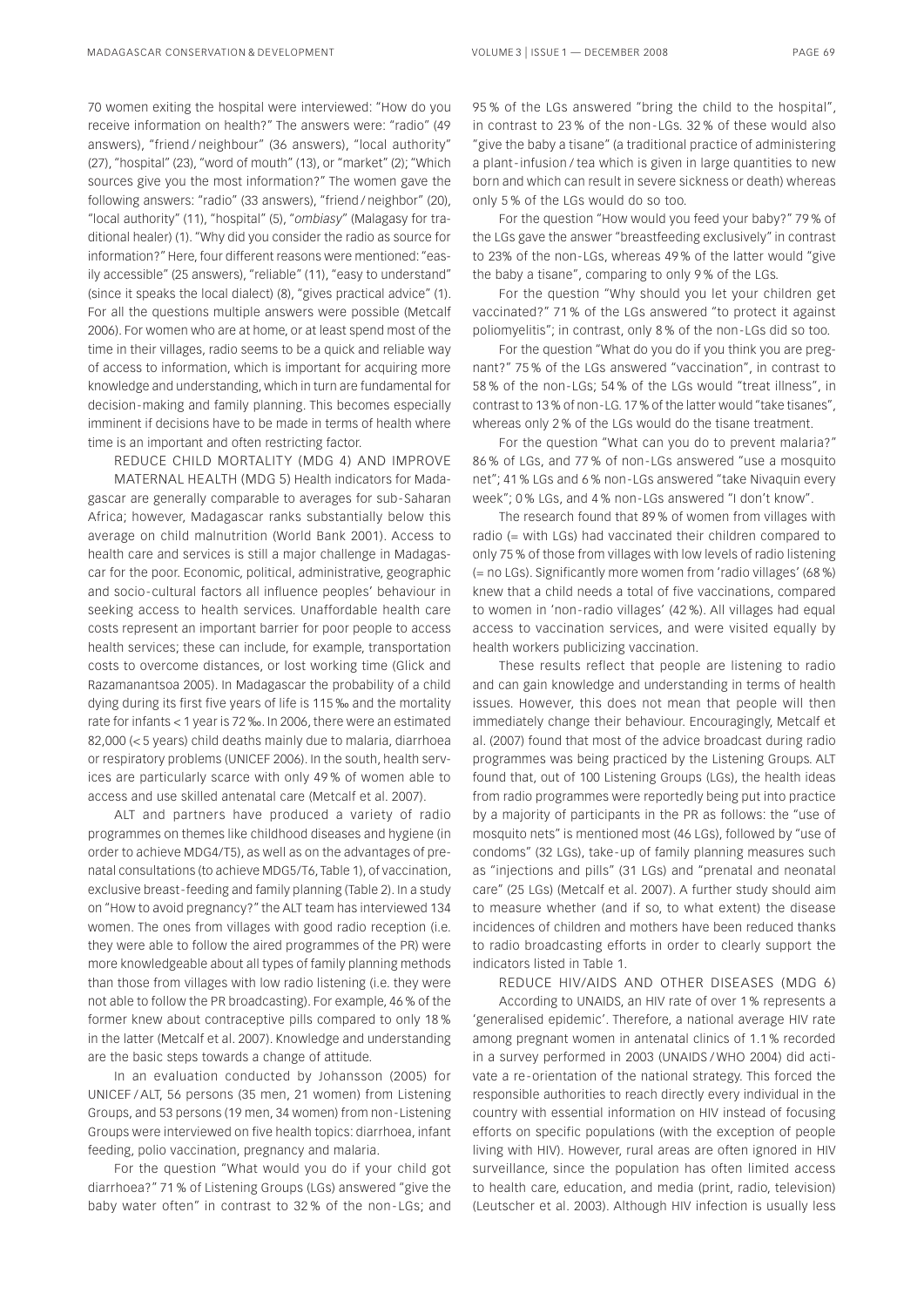70 women exiting the hospital were interviewed: "How do you receive information on health?" The answers were: "radio" (49 answers), "friend / neighbour" (36 answers), "local authority" (27), "hospital" (23), "word of mouth" (13), or "market" (2); "Which sources give you the most information?" The women gave the following answers: "radio" (33 answers), "friend / neighbor" (20), "local authority" (11), "hospital" (5), "*ombiasy*" (Malagasy for traditional healer) (1). "Why did you consider the radio as source for information?" Here, four different reasons were mentioned: "easily accessible" (25 answers), "reliable" (11), "easy to understand" (since it speaks the local dialect) (8), "gives practical advice" (1). For all the questions multiple answers were possible (Metcalf 2006). For women who are at home, or at least spend most of the time in their villages, radio seems to be a quick and reliable way of access to information, which is important for acquiring more knowledge and understanding, which in turn are fundamental for decision-making and family planning. This becomes especially imminent if decisions have to be made in terms of health where time is an important and often restricting factor.

REDUCE CHILD MORTALITY (MDG 4) AND IMPROVE MATERNAL HEALTH (MDG 5) Health indicators for Madagascar are generally comparable to averages for sub-Saharan Africa; however, Madagascar ranks substantially below this average on child malnutrition (World Bank 2001). Access to health care and services is still a major challenge in Madagascar for the poor. Economic, political, administrative, geographic and socio-cultural factors all influence peoples' behaviour in seeking access to health services. Unaffordable health care costs represent an important barrier for poor people to access health services; these can include, for example, transportation costs to overcome distances, or lost working time (Glick and Razamanantsoa 2005). In Madagascar the probability of a child dying during its first five years of life is 115 ‰ and the mortality rate for infants < 1 year is 72 ‰. In 2006, there were an estimated 82,000 (< 5 years) child deaths mainly due to malaria, diarrhoea or respiratory problems (UNICEF 2006). In the south, health services are particularly scarce with only 49 % of women able to access and use skilled antenatal care (Metcalf et al. 2007).

ALT and partners have produced a variety of radio programmes on themes like childhood diseases and hygiene (in order to achieve MDG4/T5), as well as on the advantages of prenatal consultations (to achieve MDG5/T6, Table 1), of vaccination, exclusive breast-feeding and family planning (Table 2). In a study on "How to avoid pregnancy?" the ALT team has interviewed 134 women. The ones from villages with good radio reception (i.e. they were able to follow the aired programmes of the PR) were more knowledgeable about all types of family planning methods than those from villages with low radio listening (i.e. they were not able to follow the PR broadcasting). For example, 46 % of the former knew about contraceptive pills compared to only 18 % in the latter (Metcalf et al. 2007). Knowledge and understanding are the basic steps towards a change of attitude.

In an evaluation conducted by Johansson (2005) for UNICEF / ALT, 56 persons (35 men, 21 women) from Listening Groups, and 53 persons (19 men, 34 women) from non-Listening Groups were interviewed on five health topics: diarrhoea, infant feeding, polio vaccination, pregnancy and malaria.

For the question "What would you do if your child got diarrhoea?" 71 % of Listening Groups (LGs) answered "give the baby water often" in contrast to 32 % of the non-LGs; and 95 % of the LGs answered "bring the child to the hospital", in contrast to 23 % of the non-LGs. 32 % of these would also "give the baby a tisane" (a traditional practice of administering a plant-infusion / tea which is given in large quantities to new born and which can result in severe sickness or death) whereas only 5 % of the LGs would do so too.

For the question "How would you feed your baby?" 79 % of the LGs gave the answer "breastfeeding exclusively" in contrast to 23% of the non-LGs, whereas 49 % of the latter would "give the baby a tisane", comparing to only 9 % of the LGs.

For the question "Why should you let your children get vaccinated?" 71 % of the LGs answered "to protect it against poliomyelitis"; in contrast, only 8 % of the non-LGs did so too.

For the question "What do you do if you think you are pregnant?" 75 % of the LGs answered "vaccination", in contrast to 58 % of the non-LGs; 54 % of the LGs would "treat illness", in contrast to 13 % of non-LG. 17 % of the latter would "take tisanes", whereas only 2 % of the LGs would do the tisane treatment.

For the question "What can you do to prevent malaria?" 86 % of LGs, and 77 % of non-LGs answered "use a mosquito net"; 41 % LGs and 6 % non-LGs answered "take Nivaquin every week"; 0 % LGs, and 4 % non-LGs answered "I don't know".

The research found that 89 % of women from villages with radio (= with LGs) had vaccinated their children compared to only 75 % of those from villages with low levels of radio listening (= no LGs). Significantly more women from 'radio villages' (68 %) knew that a child needs a total of five vaccinations, compared to women in 'non-radio villages' (42 %). All villages had equal access to vaccination services, and were visited equally by health workers publicizing vaccination.

These results reflect that people are listening to radio and can gain knowledge and understanding in terms of health issues. However, this does not mean that people will then immediately change their behaviour. Encouragingly, Metcalf et al. (2007) found that most of the advice broadcast during radio programmes was being practiced by the Listening Groups. ALT found that, out of 100 Listening Groups (LGs), the health ideas from radio programmes were reportedly being put into practice by a majority of participants in the PR as follows: the "use of mosquito nets" is mentioned most (46 LGs), followed by "use of condoms" (32 LGs), take-up of family planning measures such as "injections and pills" (31 LGs) and "prenatal and neonatal care" (25 LGs) (Metcalf et al. 2007). A further study should aim to measure whether (and if so, to what extent) the disease incidences of children and mothers have been reduced thanks to radio broadcasting efforts in order to clearly support the indicators listed in Table 1.

REDUCE HIV/AIDS AND OTHER DISEASES (MDG 6) According to UNAIDS, an HIV rate of over 1 % represents a 'generalised epidemic'. Therefore, a national average HIV rate among pregnant women in antenatal clinics of 1.1 % recorded in a survey performed in 2003 (UNAIDS / WHO 2004) did activate a re-orientation of the national strategy. This forced the responsible authorities to reach directly every individual in the country with essential information on HIV instead of focusing efforts on specific populations (with the exception of people living with HIV). However, rural areas are often ignored in HIV surveillance, since the population has often limited access to health care, education, and media (print, radio, television) (Leutscher et al. 2003). Although HIV infection is usually less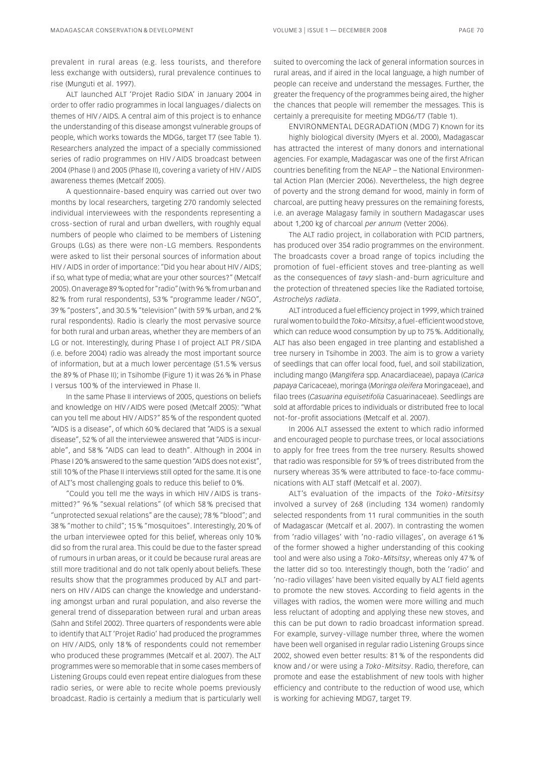prevalent in rural areas (e.g. less tourists, and therefore less exchange with outsiders), rural prevalence continues to rise (Munguti et al. 1997).

ALT launched ALT 'Projet Radio SIDA' in January 2004 in order to offer radio programmes in local languages / dialects on themes of HIV / AIDS. A central aim of this project is to enhance the understanding of this disease amongst vulnerable groups of people, which works towards the MDG6, target T7 (see Table 1). Researchers analyzed the impact of a specially commissioned series of radio programmes on HIV / AIDS broadcast between 2004 (Phase I) and 2005 (Phase II), covering a variety of HIV / AIDS awareness themes (Metcalf 2005).

A questionnaire-based enquiry was carried out over two months by local researchers, targeting 270 randomly selected individual interviewees with the respondents representing a cross-section of rural and urban dwellers, with roughly equal numbers of people who claimed to be members of Listening Groups (LGs) as there were non-LG members. Respondents were asked to list their personal sources of information about HIV / AIDS in order of importance: "Did you hear about HIV / AIDS; if so, what type of media; what are your other sources?" (Metcalf 2005). On average 89 % opted for "radio" (with 96 % from urban and 82 % from rural respondents), 53 % "programme leader / NGO", 39 % "posters", and 30.5 % "television" (with 59 % urban, and 2 % rural respondents). Radio is clearly the most pervasive source for both rural and urban areas, whether they are members of an LG or not. Interestingly, during Phase I of project ALT PR / SIDA (i.e. before 2004) radio was already the most important source of information, but at a much lower percentage (51.5 % versus the 89 % of Phase II); in Tsihombe (Figure 1) it was 26 % in Phase I versus 100 % of the interviewed in Phase II.

In the same Phase II interviews of 2005, questions on beliefs and knowledge on HIV / AIDS were posed (Metcalf 2005): "What can you tell me about HIV / AIDS?" 85 % of the respondent quoted "AIDS is a disease", of which 60 % declared that "AIDS is a sexual disease", 52 % of all the interviewee answered that "AIDS is incurable", and 58 % "AIDS can lead to death". Although in 2004 in Phase I 20 % answered to the same question "AIDS does not exist", still 10 % of the Phase II interviews still opted for the same. It is one of ALT's most challenging goals to reduce this belief to 0 %.

"Could you tell me the ways in which HIV / AIDS is transmitted?" 96 % "sexual relations" (of which 58 % precised that "unprotected sexual relations" are the cause); 78 % "blood"; and 38 % "mother to child"; 15 % "mosquitoes". Interestingly, 20 % of the urban interviewee opted for this belief, whereas only 10 % did so from the rural area. This could be due to the faster spread of rumours in urban areas, or it could be because rural areas are still more traditional and do not talk openly about beliefs. These results show that the programmes produced by ALT and partners on HIV / AIDS can change the knowledge and understanding amongst urban and rural population, and also reverse the general trend of disseparation between rural and urban areas (Sahn and Stifel 2002). Three quarters of respondents were able to identify that ALT 'Projet Radio' had produced the programmes on HIV / AIDS, only 18 % of respondents could not remember who produced these programmes (Metcalf et al. 2007). The ALT programmes were so memorable that in some cases members of Listening Groups could even repeat entire dialogues from these radio series, or were able to recite whole poems previously broadcast. Radio is certainly a medium that is particularly well suited to overcoming the lack of general information sources in rural areas, and if aired in the local language, a high number of people can receive and understand the messages. Further, the greater the frequency of the programmes being aired, the higher the chances that people will remember the messages. This is certainly a prerequisite for meeting MDG6/T7 (Table 1).

ENVIRONMENTAL DEGRADATION (MDG 7) Known for its highly biological diversity (Myers et al. 2000), Madagascar has attracted the interest of many donors and international agencies. For example, Madagascar was one of the first African countries benefiting from the NEAP – the National Environmental Action Plan (Mercier 2006). Nevertheless, the high degree of poverty and the strong demand for wood, mainly in form of charcoal, are putting heavy pressures on the remaining forests, i.e. an average Malagasy family in southern Madagascar uses about 1,200 kg of charcoal *per annum* (Vetter 2006).

The ALT radio project, in collaboration with PCID partners, has produced over 354 radio programmes on the environment. The broadcasts cover a broad range of topics including the promotion of fuel-efficient stoves and tree-planting as well as the consequences of *tavy* slash-and-burn agriculture and the protection of threatened species like the Radiated tortoise, *Astrochelys radiata*.

ALT introduced a fuel efficiency project in 1999, which trained rural women to build the *Toko-Mitsitsy*, a fuel-efficient wood stove, which can reduce wood consumption by up to 75 %. Additionally, ALT has also been engaged in tree planting and established a tree nursery in Tsihombe in 2003. The aim is to grow a variety of seedlings that can offer local food, fuel, and soil stabilization, including mango (*Mangifera* spp. Anacardiaceae), papaya (*Carica papaya* Caricaceae), moringa (*Moringa oleifera* Moringaceae), and filao trees (*Casuarina equisetifolia* Casuarinaceae). Seedlings are sold at affordable prices to individuals or distributed free to local not-for-profit associations (Metcalf et al. 2007).

In 2006 ALT assessed the extent to which radio informed and encouraged people to purchase trees, or local associations to apply for free trees from the tree nursery. Results showed that radio was responsible for 59 % of trees distributed from the nursery whereas 35 % were attributed to face-to-face communications with ALT staff (Metcalf et al. 2007).

ALT's evaluation of the impacts of the *Toko-Mitsitsy* involved a survey of 268 (including 134 women) randomly selected respondents from 11 rural communities in the south of Madagascar (Metcalf et al. 2007). In contrasting the women from 'radio villages' with 'no-radio villages', on average 61 % of the former showed a higher understanding of this cooking tool and were also using a *Toko-Mitsitsy*, whereas only 47 % of the latter did so too. Interestingly though, both the 'radio' and 'no-radio villages' have been visited equally by ALT field agents to promote the new stoves. According to field agents in the villages with radios, the women were more willing and much less reluctant of adopting and applying these new stoves, and this can be put down to radio broadcast information spread. For example, survey-village number three, where the women have been well organised in regular radio Listening Groups since 2002, showed even better results: 81 % of the respondents did know and / or were using a *Toko-Mitsitsy*. Radio, therefore, can promote and ease the establishment of new tools with higher efficiency and contribute to the reduction of wood use, which is working for achieving MDG7, target T9.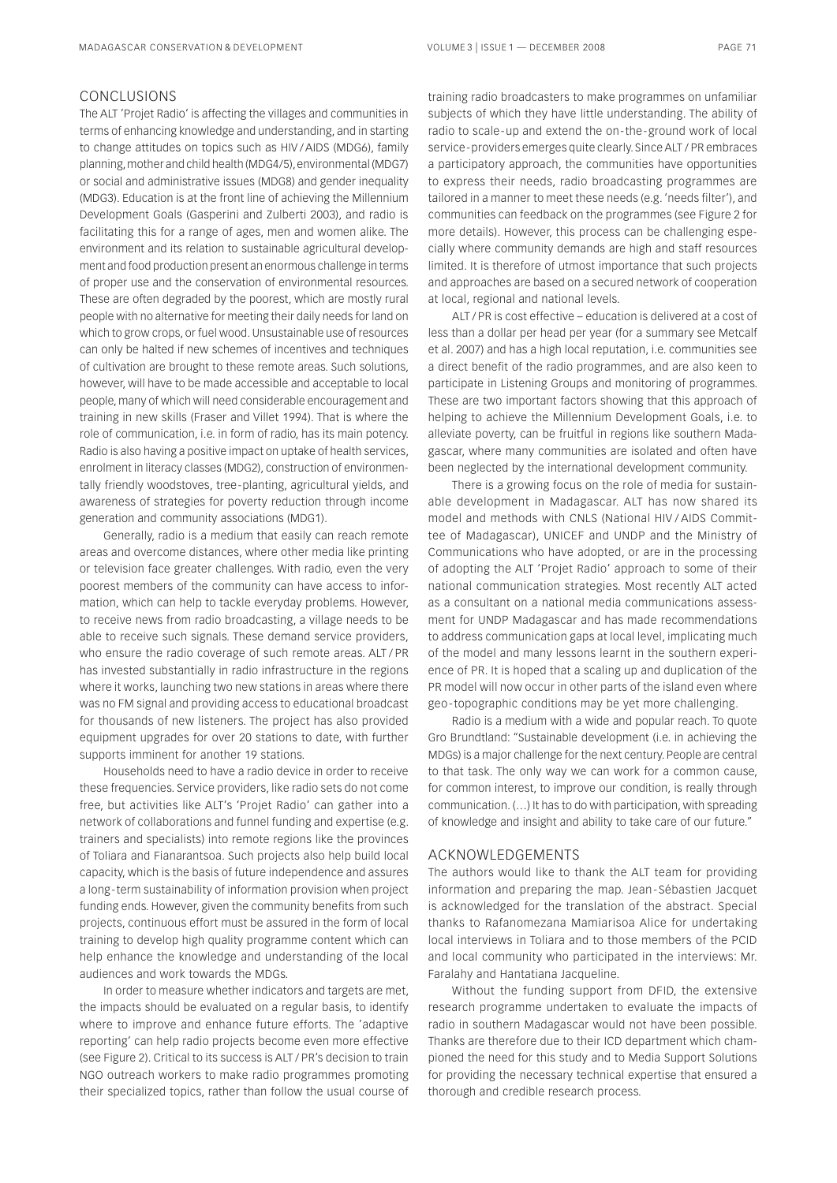## CONCLUSIONS

The ALT 'Projet Radio' is affecting the villages and communities in terms of enhancing knowledge and understanding, and in starting to change attitudes on topics such as HIV / AIDS (MDG6), family planning, mother and child health (MDG4/5), environmental (MDG7) or social and administrative issues (MDG8) and gender inequality (MDG3). Education is at the front line of achieving the Millennium Development Goals (Gasperini and Zulberti 2003), and radio is facilitating this for a range of ages, men and women alike. The environment and its relation to sustainable agricultural development and food production present an enormous challenge in terms of proper use and the conservation of environmental resources. These are often degraded by the poorest, which are mostly rural people with no alternative for meeting their daily needs for land on which to grow crops, or fuel wood. Unsustainable use of resources can only be halted if new schemes of incentives and techniques of cultivation are brought to these remote areas. Such solutions, however, will have to be made accessible and acceptable to local people, many of which will need considerable encouragement and training in new skills (Fraser and Villet 1994). That is where the role of communication, i.e. in form of radio, has its main potency. Radio is also having a positive impact on uptake of health services, enrolment in literacy classes (MDG2), construction of environmentally friendly woodstoves, tree-planting, agricultural yields, and awareness of strategies for poverty reduction through income generation and community associations (MDG1).

Generally, radio is a medium that easily can reach remote areas and overcome distances, where other media like printing or television face greater challenges. With radio, even the very poorest members of the community can have access to information, which can help to tackle everyday problems. However, to receive news from radio broadcasting, a village needs to be able to receive such signals. These demand service providers, who ensure the radio coverage of such remote areas. ALT / PR has invested substantially in radio infrastructure in the regions where it works, launching two new stations in areas where there was no FM signal and providing access to educational broadcast for thousands of new listeners. The project has also provided equipment upgrades for over 20 stations to date, with further supports imminent for another 19 stations.

Households need to have a radio device in order to receive these frequencies. Service providers, like radio sets do not come free, but activities like ALT's 'Projet Radio' can gather into a network of collaborations and funnel funding and expertise (e.g. trainers and specialists) into remote regions like the provinces of Toliara and Fianarantsoa. Such projects also help build local capacity, which is the basis of future independence and assures a long-term sustainability of information provision when project funding ends. However, given the community benefits from such projects, continuous effort must be assured in the form of local training to develop high quality programme content which can help enhance the knowledge and understanding of the local audiences and work towards the MDGs.

In order to measure whether indicators and targets are met, the impacts should be evaluated on a regular basis, to identify where to improve and enhance future efforts. The 'adaptive reporting' can help radio projects become even more effective (see Figure 2). Critical to its success is ALT / PR's decision to train NGO outreach workers to make radio programmes promoting their specialized topics, rather than follow the usual course of training radio broadcasters to make programmes on unfamiliar subjects of which they have little understanding. The ability of radio to scale-up and extend the on-the-ground work of local service-providers emerges quite clearly. Since ALT / PR embraces a participatory approach, the communities have opportunities to express their needs, radio broadcasting programmes are tailored in a manner to meet these needs (e.g. 'needs filter'), and communities can feedback on the programmes (see Figure 2 for more details). However, this process can be challenging especially where community demands are high and staff resources limited. It is therefore of utmost importance that such projects and approaches are based on a secured network of cooperation at local, regional and national levels.

ALT / PR is cost effective – education is delivered at a cost of less than a dollar per head per year (for a summary see Metcalf et al. 2007) and has a high local reputation, i.e. communities see a direct benefit of the radio programmes, and are also keen to participate in Listening Groups and monitoring of programmes. These are two important factors showing that this approach of helping to achieve the Millennium Development Goals, i.e. to alleviate poverty, can be fruitful in regions like southern Madagascar, where many communities are isolated and often have been neglected by the international development community.

There is a growing focus on the role of media for sustainable development in Madagascar. ALT has now shared its model and methods with CNLS (National HIV / AIDS Committee of Madagascar), UNICEF and UNDP and the Ministry of Communications who have adopted, or are in the processing of adopting the ALT 'Projet Radio' approach to some of their national communication strategies. Most recently ALT acted as a consultant on a national media communications assessment for UNDP Madagascar and has made recommendations to address communication gaps at local level, implicating much of the model and many lessons learnt in the southern experience of PR. It is hoped that a scaling up and duplication of the PR model will now occur in other parts of the island even where geo-topographic conditions may be yet more challenging.

Radio is a medium with a wide and popular reach. To quote Gro Brundtland: "Sustainable development (i.e. in achieving the MDGs) is a major challenge for the next century. People are central to that task. The only way we can work for a common cause, for common interest, to improve our condition, is really through communication. (…) It has to do with participation, with spreading of knowledge and insight and ability to take care of our future."

## ACKNOWLEDGEMENTS

The authors would like to thank the ALT team for providing information and preparing the map. Jean-Sébastien Jacquet is acknowledged for the translation of the abstract. Special thanks to Rafanomezana Mamiarisoa Alice for undertaking local interviews in Toliara and to those members of the PCID and local community who participated in the interviews: Mr. Faralahy and Hantatiana Jacqueline.

Without the funding support from DFID, the extensive research programme undertaken to evaluate the impacts of radio in southern Madagascar would not have been possible. Thanks are therefore due to their ICD department which championed the need for this study and to Media Support Solutions for providing the necessary technical expertise that ensured a thorough and credible research process.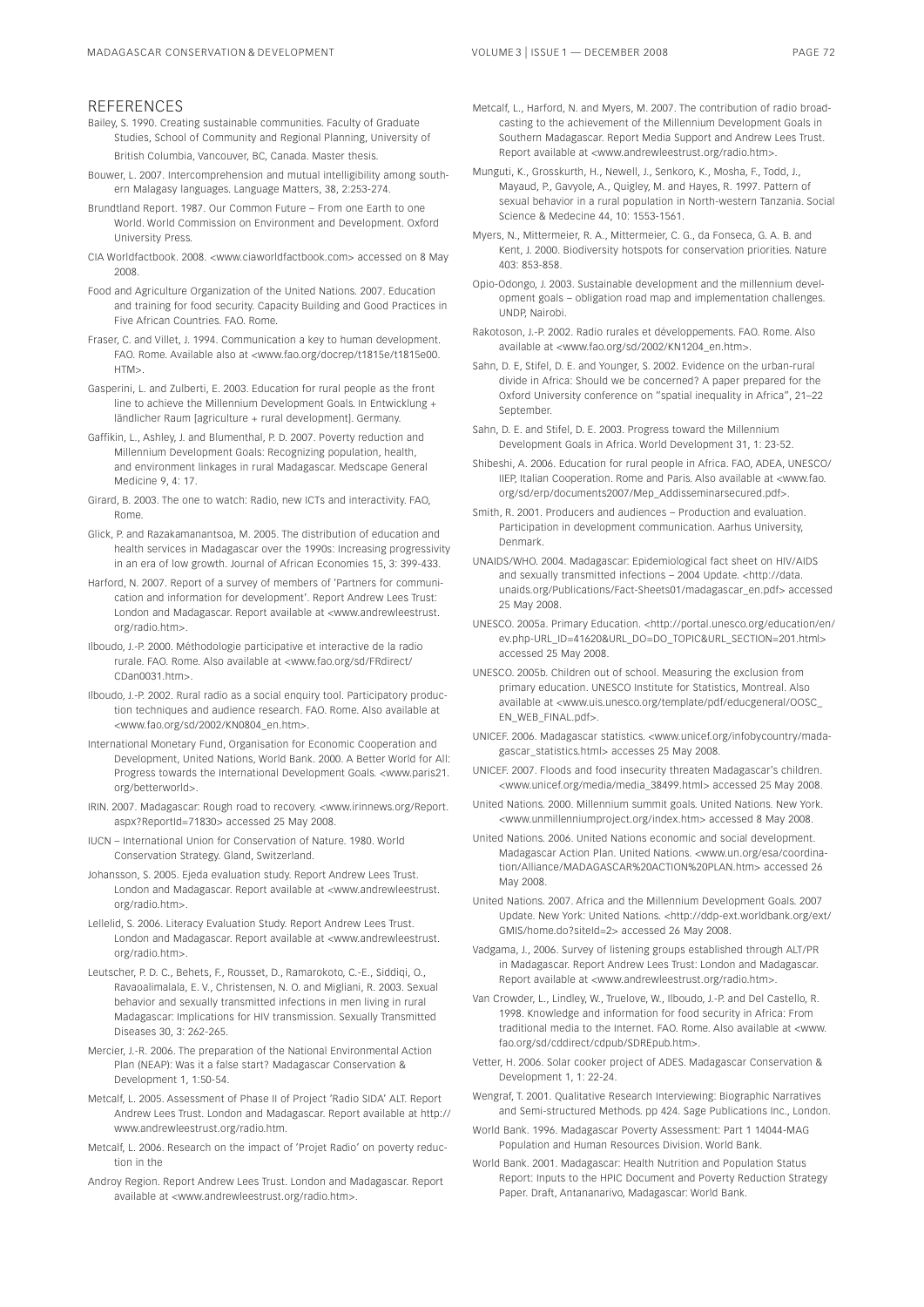## REFERENCES

Bailey, S. 1990. Creating sustainable communities. Faculty of Graduate Studies, School of Community and Regional Planning, University of British Columbia, Vancouver, BC, Canada. Master thesis.

Bouwer, L. 2007. Intercomprehension and mutual intelligibility among southern Malagasy languages. Language Matters, 38, 2:253-274.

Brundtland Report. 1987. Our Common Future – From one Earth to one World. World Commission on Environment and Development. Oxford University Press.

CIA Worldfactbook. 2008. <www.ciaworldfactbook.com> accessed on 8 May 2008.

Food and Agriculture Organization of the United Nations. 2007. Education and training for food security. Capacity Building and Good Practices in Five African Countries. FAO. Rome.

Fraser, C. and Villet, J. 1994. Communication a key to human development. FAO. Rome. Available also at <www.fao.org/docrep/t1815e/t1815e00.HTM>.

Gasperini, L. and Zulberti, E. 2003. Education for rural people as the front line to achieve the Millennium Development Goals. In Entwicklung + ländlicher Raum [agriculture + rural development]. Germany.

Gaffikin, L., Ashley, J. and Blumenthal, P. D. 2007. Poverty reduction and Millennium Development Goals: Recognizing population, health, and environment linkages in rural Madagascar. Medscape General Medicine 9, 4: 17.

Girard, B. 2003. The one to watch: Radio, new ICTs and interactivity. FAO, Rome.

Glick, P. and Razakamanantsoa, M. 2005. The distribution of education and health services in Madagascar over the 1990s: Increasing progressivity in an era of low growth. Journal of African Economies 15, 3: 399-433.

Harford, N. 2007. Report of a survey of members of 'Partners for communication and information for development'. Report Andrew Lees Trust: London and Madagascar. Report available at <www.andrewleestrust.org/radio.htm>.

Ilboudo, J.-P. 2000. Méthodologie participative et interactive de la radio rurale. FAO. Rome. Also available at <www.fao.org/sd/FRdirect/CDan0031.htm>.

Ilboudo, J.-P. 2002. Rural radio as a social enquiry tool. Participatory production techniques and audience research. FAO. Rome. Also available at <www.fao.org/sd/2002/KN0804_en.htm>.

International Monetary Fund, Organisation for Economic Cooperation and Development, United Nations, World Bank. 2000. A Better World for All: Progress towards the International Development Goals. <www.paris21.org/betterworld>.

IRIN. 2007. Madagascar: Rough road to recovery. <www.irinnews.org/Report.aspx?ReportId=71830> accessed 25 May 2008.

IUCN – International Union for Conservation of Nature. 1980. World Conservation Strategy. Gland, Switzerland.

Johansson, S. 2005. Ejeda evaluation study. Report Andrew Lees Trust. London and Madagascar. Report available at <www.andrewleestrust.org/radio.htm>.

Lellelid, S. 2006. Literacy Evaluation Study. Report Andrew Lees Trust. London and Madagascar. Report available at <www.andrewleestrust.org/radio.htm>.

Leutscher, P. D. C., Behets, F., Rousset, D., Ramarokoto, C.-E., Siddiqi, O., Ravaoalimalala, E. V., Christensen, N. O. and Migliani, R. 2003. Sexual behavior and sexually transmitted infections in men living in rural Madagascar: Implications for HIV transmission. Sexually Transmitted Diseases 30, 3: 262-265.

Mercier, J.-R. 2006. The preparation of the National Environmental Action Plan (NEAP): Was it a false start? Madagascar Conservation & Development 1, 1:50-54.

Metcalf, L. 2005. Assessment of Phase II of Project 'Radio SIDA' ALT. Report Andrew Lees Trust. London and Madagascar. Report available at http://www.andrewleestrust.org/radio.htm.

Metcalf, L. 2006. Research on the impact of 'Projet Radio' on poverty reduction in the

Androy Region. Report Andrew Lees Trust. London and Madagascar. Report available at <www.andrewleestrust.org/radio.htm>.

Metcalf, L., Harford, N. and Myers, M. 2007. The contribution of radio broadcasting to the achievement of the Millennium Development Goals in Southern Madagascar. Report Media Support and Andrew Lees Trust. Report available at <www.andrewleestrust.org/radio.htm>.

Munguti, K., Grosskurth, H., Newell, J., Senkoro, K., Mosha, F., Todd, J., Mayaud, P., Gavyole, A., Quigley, M. and Hayes, R. 1997. Pattern of sexual behavior in a rural population in North-western Tanzania. Social Science & Medecine 44, 10: 1553-1561.

Myers, N., Mittermeier, R. A., Mittermeier, C. G., da Fonseca, G. A. B. and Kent, J. 2000. Biodiversity hotspots for conservation priorities. Nature 403: 853-858.

Opio-Odongo, J. 2003. Sustainable development and the millennium development goals – obligation road map and implementation challenges. UNDP, Nairobi.

Rakotoson, J.-P. 2002. Radio rurales et développements. FAO. Rome. Also available at <www.fao.org/sd/2002/KN1204_en.htm>.

Sahn, D. E, Stifel, D. E. and Younger, S. 2002. Evidence on the urban-rural divide in Africa: Should we be concerned? A paper prepared for the Oxford University conference on "spatial inequality in Africa", 21–22 September.

Sahn, D. E. and Stifel, D. E. 2003. Progress toward the Millennium Development Goals in Africa. World Development 31, 1: 23-52.

Shibeshi, A. 2006. Education for rural people in Africa. FAO, ADEA, UNESCO/IIEP, Italian Cooperation. Rome and Paris. Also available at <www.fao.org/sd/erp/documents2007/Mep_Addisseminarsecured.pdf>.

Smith, R. 2001. Producers and audiences – Production and evaluation. Participation in development communication. Aarhus University, Denmark.

UNAIDS/WHO. 2004. Madagascar: Epidemiological fact sheet on HIV/AIDS and sexually transmitted infections – 2004 Update. <http://data.unaids.org/Publications/Fact-Sheets01/madagascar_en.pdf> accessed 25 May 2008.

UNESCO. 2005a. Primary Education. <http://portal.unesco.org/education/en/ev.php-URL_ID=41620&URL_DO=DO_TOPIC&URL_SECTION=201.html> accessed 25 May 2008.

UNESCO. 2005b. Children out of school. Measuring the exclusion from primary education. UNESCO Institute for Statistics, Montreal. Also available at <www.uis.unesco.org/template/pdf/educgeneral/OOSC_EN_WEB_FINAL.pdf>.

UNICEF. 2006. Madagascar statistics. <www.unicef.org/infobycountry/madagascar_statistics.html> accesses 25 May 2008.

UNICEF. 2007. Floods and food insecurity threaten Madagascar's children. <www.unicef.org/media/media_38499.html> accessed 25 May 2008.

United Nations. 2000. Millennium summit goals. United Nations. New York. <www.unmillenniumproject.org/index.htm> accessed 8 May 2008.

United Nations. 2006. United Nations economic and social development. Madagascar Action Plan. United Nations. <www.un.org/esa/coordination/Alliance/MADAGASCAR%20ACTION%20PLAN.htm> accessed 26 May 2008.

United Nations. 2007. Africa and the Millennium Development Goals. 2007 Update. New York: United Nations. <http://ddp-ext.worldbank.org/ext/GMIS/home.do?siteId=2> accessed 26 May 2008.

Vadgama, J., 2006. Survey of listening groups established through ALT/PR in Madagascar. Report Andrew Lees Trust: London and Madagascar. Report available at <www.andrewleestrust.org/radio.htm>.

Van Crowder, L., Lindley, W., Truelove, W., Ilboudo, J.-P. and Del Castello, R. 1998. Knowledge and information for food security in Africa: From traditional media to the Internet. FAO. Rome. Also available at <www.fao.org/sd/cddirect/cdpub/SDREpub.htm>.

Vetter, H. 2006. Solar cooker project of ADES. Madagascar Conservation & Development 1, 1: 22-24.

Wengraf, T. 2001. Qualitative Research Interviewing: Biographic Narratives and Semi-structured Methods. pp 424. Sage Publications Inc., London.

World Bank. 1996. Madagascar Poverty Assessment: Part 1 14044-MAG Population and Human Resources Division. World Bank.

World Bank. 2001. Madagascar: Health Nutrition and Population Status Report: Inputs to the HPIC Document and Poverty Reduction Strategy Paper. Draft, Antananarivo, Madagascar: World Bank.